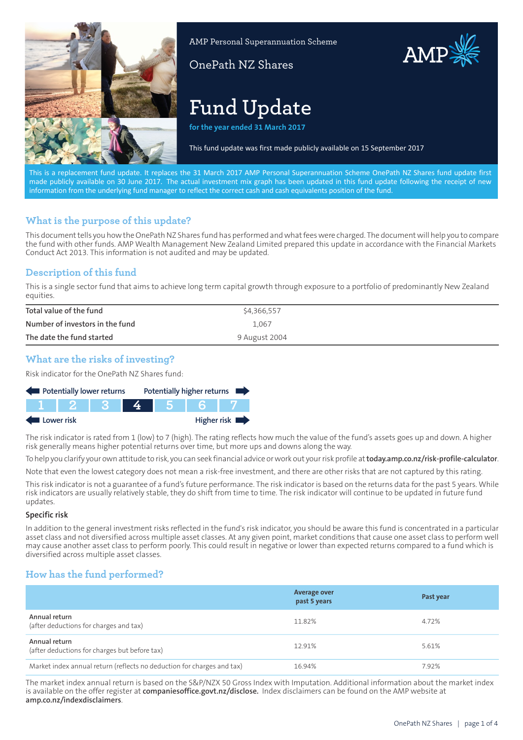AMP Personal Superannuation Scheme

OnePath NZ Shares

# Fund Update

**for the year ended 31 March 2017**

This fund update was first made publicly available on 15 September 2017

This is a replacement fund update. It replaces the 31 March 2017 AMP Personal Superannuation Scheme OnePath NZ Shares fund update first made publicly available on 30 June 2017. The actual investment mix graph has been updated in this fund update following the receipt of new information from the underlying fund manager to reflect the correct cash and cash equivalents position of the fund.

## What is the purpose of this update?

This document tells you how the OnePath NZ Shares fund has performed and what fees were charged. The document will help you to compare the fund with other funds. AMP Wealth Management New Zealand Limited prepared this update in accordance with the Financial Markets Conduct Act 2013. This information is not audited and may be updated.

## Description of this fund

This is a single sector fund that aims to achieve long term capital growth through exposure to a portfolio of predominantly New Zealand equities.

| | |
|---|---|
| **Total value of the fund** | $4,366,557 |
| **Number of investors in the fund** | 1,067 |
| **The date the fund started** | 9 August 2004 |

## What are the risks of investing?

Risk indicator for the OnePath NZ Shares fund:

Potentially lower returns ← → Potentially higher returns

| 1 | 2 | 3 | **4** | 5 | 6 | 7 |
|---|---|---|---|---|---|---|

Lower risk ← → Higher risk

The risk indicator is rated from 1 (low) to 7 (high). The rating reflects how much the value of the fund's assets goes up and down. A higher risk generally means higher potential returns over time, but more ups and downs along the way.

To help you clarify your own attitude to risk, you can seek financial advice or work out your risk profile at **today.amp.co.nz/risk-profile-calculator**.

Note that even the lowest category does not mean a risk-free investment, and there are other risks that are not captured by this rating.

This risk indicator is not a guarantee of a fund's future performance. The risk indicator is based on the returns data for the past 5 years. While risk indicators are usually relatively stable, they do shift from time to time. The risk indicator will continue to be updated in future fund updates.

### Specific risk

In addition to the general investment risks reflected in the fund's risk indicator, you should be aware this fund is concentrated in a particular asset class and not diversified across multiple asset classes. At any given point, market conditions that cause one asset class to perform well may cause another asset class to perform poorly. This could result in negative or lower than expected returns compared to a fund which is diversified across multiple asset classes.

## How has the fund performed?

| | Average over past 5 years | Past year |
|---|---|---|
| Annual return (after deductions for charges and tax) | 11.82% | 4.72% |
| Annual return (after deductions for charges but before tax) | 12.91% | 5.61% |
| Market index annual return (reflects no deduction for charges and tax) | 16.94% | 7.92% |

The market index annual return is based on the S&P/NZX 50 Gross Index with Imputation. Additional information about the market index is available on the offer register at **companiesoffice.govt.nz/disclose.** Index disclaimers can be found on the AMP website at **amp.co.nz/indexdisclaimers**.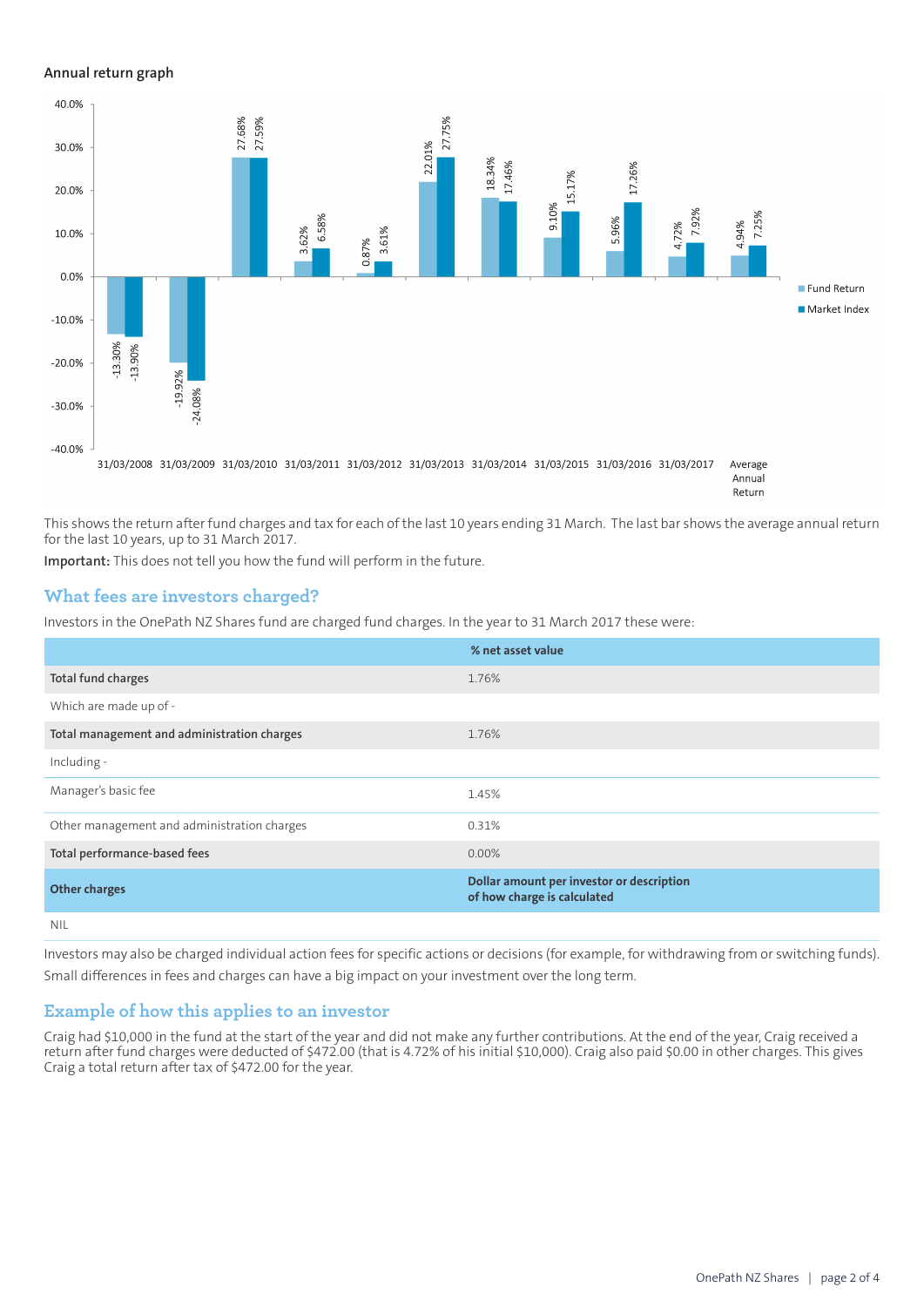### Annual return graph

| Year ending | Fund Return | Market Index |
|---|---|---|
| 31/03/2008 | -13.30% | -13.90% |
| 31/03/2009 | -19.92% | -24.08% |
| 31/03/2010 | 27.68% | 27.59% |
| 31/03/2011 | 3.62% | 6.58% |
| 31/03/2012 | 0.87% | 3.61% |
| 31/03/2013 | 22.01% | 27.75% |
| 31/03/2014 | 18.34% | 17.46% |
| 31/03/2015 | 9.10% | 15.17% |
| 31/03/2016 | 5.96% | 17.26% |
| 31/03/2017 | 4.72% | 7.92% |
| Average Annual Return | 4.94% | 7.25% |

This shows the return after fund charges and tax for each of the last 10 years ending 31 March. The last bar shows the average annual return for the last 10 years, up to 31 March 2017.

**Important:** This does not tell you how the fund will perform in the future.

## What fees are investors charged?

Investors in the OnePath NZ Shares fund are charged fund charges. In the year to 31 March 2017 these were:

| | % net asset value |
|---|---|
| **Total fund charges** | 1.76% |
| Which are made up of - | |
| **Total management and administration charges** | 1.76% |
| Including - | |
| Manager's basic fee | 1.45% |
| Other management and administration charges | 0.31% |
| **Total performance-based fees** | 0.00% |
| **Other charges** | **Dollar amount per investor or description of how charge is calculated** |
| NIL | |

Investors may also be charged individual action fees for specific actions or decisions (for example, for withdrawing from or switching funds). Small differences in fees and charges can have a big impact on your investment over the long term.

## Example of how this applies to an investor

Craig had $10,000 in the fund at the start of the year and did not make any further contributions. At the end of the year, Craig received a return after fund charges were deducted of $472.00 (that is 4.72% of his initial $10,000). Craig also paid $0.00 in other charges. This gives Craig a total return after tax of $472.00 for the year.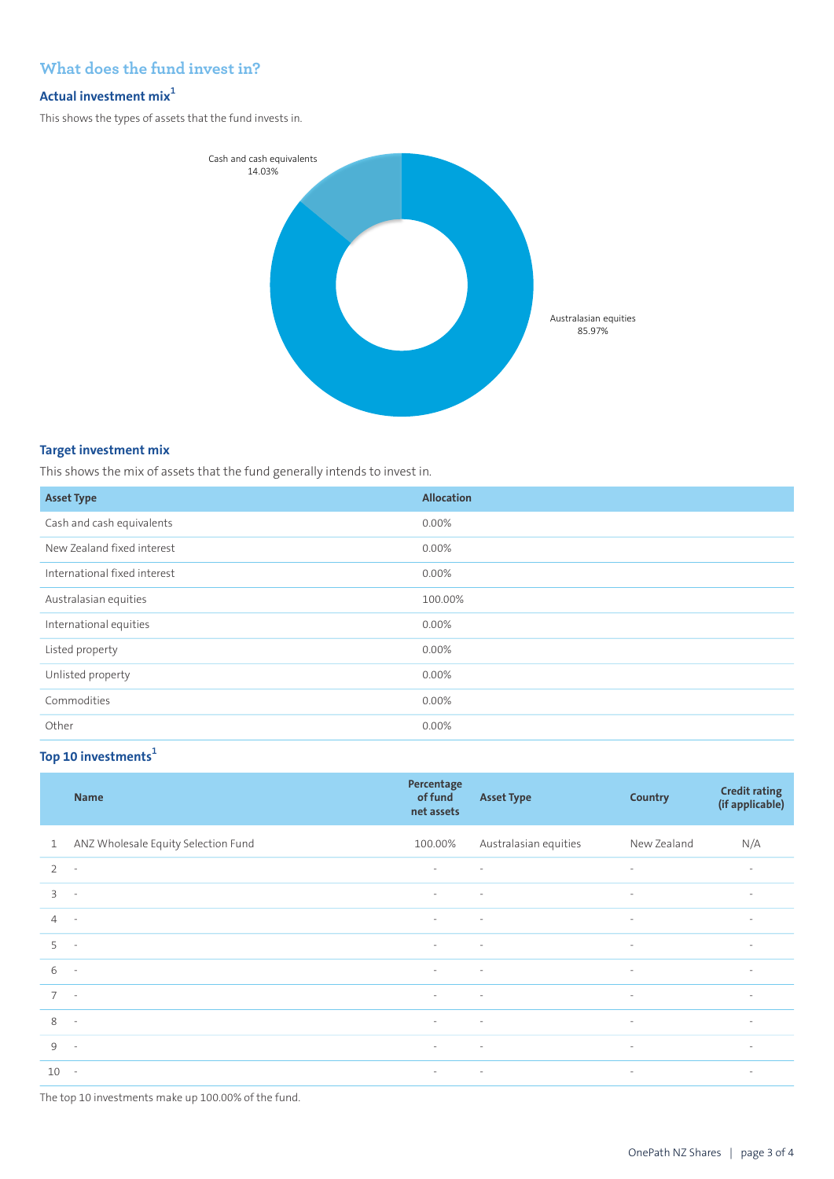## What does the fund invest in?

### Actual investment mix[1]

This shows the types of assets that the fund invests in.

Cash and cash equivalents 14.03%

Australasian equities 85.97%

### Target investment mix

This shows the mix of assets that the fund generally intends to invest in.

| Asset Type | Allocation |
|---|---|
| Cash and cash equivalents | 0.00% |
| New Zealand fixed interest | 0.00% |
| International fixed interest | 0.00% |
| Australasian equities | 100.00% |
| International equities | 0.00% |
| Listed property | 0.00% |
| Unlisted property | 0.00% |
| Commodities | 0.00% |
| Other | 0.00% |

### Top 10 investments[1]

| | Name | Percentage of fund net assets | Asset Type | Country | Credit rating (if applicable) |
|---|---|---|---|---|---|
| 1 | ANZ Wholesale Equity Selection Fund | 100.00% | Australasian equities | New Zealand | N/A |
| 2 | - | - | - | - | - |
| 3 | - | - | - | - | - |
| 4 | - | - | - | - | - |
| 5 | - | - | - | - | - |
| 6 | - | - | - | - | - |
| 7 | - | - | - | - | - |
| 8 | - | - | - | - | - |
| 9 | - | - | - | - | - |
| 10 | - | - | - | - | - |

The top 10 investments make up 100.00% of the fund.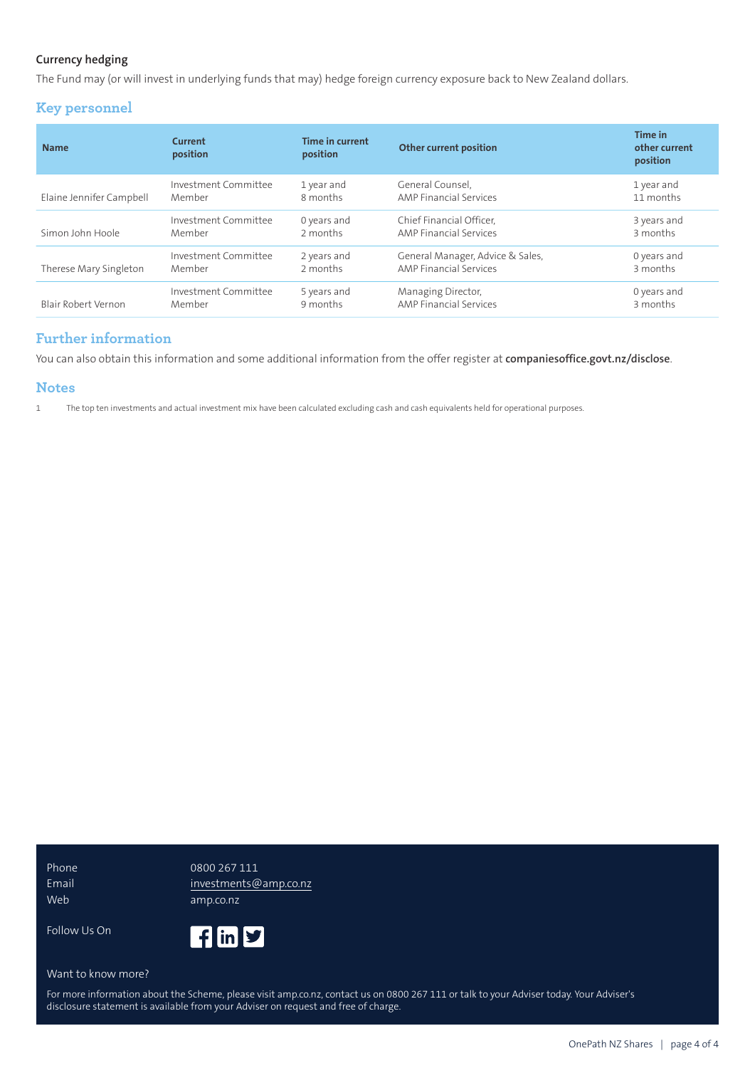**Currency hedging**

The Fund may (or will invest in underlying funds that may) hedge foreign currency exposure back to New Zealand dollars.

## Key personnel

| Name | Current position | Time in current position | Other current position | Time in other current position |
|---|---|---|---|---|
| Elaine Jennifer Campbell | Investment Committee Member | 1 year and 8 months | General Counsel, AMP Financial Services | 1 year and 11 months |
| Simon John Hoole | Investment Committee Member | 0 years and 2 months | Chief Financial Officer, AMP Financial Services | 3 years and 3 months |
| Therese Mary Singleton | Investment Committee Member | 2 years and 2 months | General Manager, Advice & Sales, AMP Financial Services | 0 years and 3 months |
| Blair Robert Vernon | Investment Committee Member | 5 years and 9 months | Managing Director, AMP Financial Services | 0 years and 3 months |

## Further information

You can also obtain this information and some additional information from the offer register at **companiesoffice.govt.nz/disclose**.

## Notes

1 The top ten investments and actual investment mix have been calculated excluding cash and cash equivalents held for operational purposes.

Phone 0800 267 111
Email investments@amp.co.nz
Web amp.co.nz

Follow Us On

Want to know more?

For more information about the Scheme, please visit amp.co.nz, contact us on 0800 267 111 or talk to your Adviser today. Your Adviser's disclosure statement is available from your Adviser on request and free of charge.